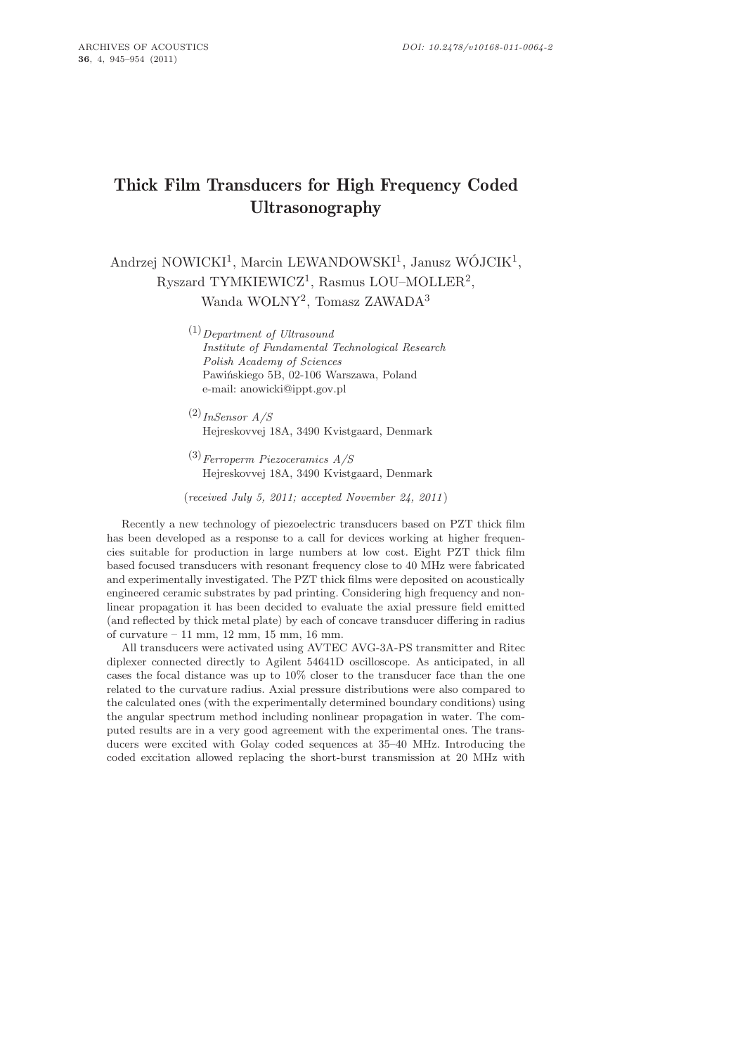# Thick Film Transducers for High Frequency Coded Ultrasonography

Andrzej NOWICKI[1], Marcin LEWANDOWSKI[1], Janusz WÓJCIK[1], Ryszard TYMKIEWICZ[1], Rasmus LOU–MOLLER[2], Wanda WOLNY[2], Tomasz ZAWADA[3]

[1] *Department of Ultrasound*
*Institute of Fundamental Technological Research*
*Polish Academy of Sciences*
Pawińskiego 5B, 02-106 Warszawa, Poland
e-mail: anowicki@ippt.gov.pl

[2] *InSensor A/S*
Hejreskovvej 18A, 3490 Kvistgaard, Denmark

[3] *Ferroperm Piezoceramics A/S*
Hejreskovvej 18A, 3490 Kvistgaard, Denmark

(*received July 5, 2011; accepted November 24, 2011*)

Recently a new technology of piezoelectric transducers based on PZT thick film has been developed as a response to a call for devices working at higher frequencies suitable for production in large numbers at low cost. Eight PZT thick film based focused transducers with resonant frequency close to 40 MHz were fabricated and experimentally investigated. The PZT thick films were deposited on acoustically engineered ceramic substrates by pad printing. Considering high frequency and nonlinear propagation it has been decided to evaluate the axial pressure field emitted (and reflected by thick metal plate) by each of concave transducer differing in radius of curvature – 11 mm, 12 mm, 15 mm, 16 mm.

All transducers were activated using AVTEC AVG-3A-PS transmitter and Ritec diplexer connected directly to Agilent 54641D oscilloscope. As anticipated, in all cases the focal distance was up to 10% closer to the transducer face than the one related to the curvature radius. Axial pressure distributions were also compared to the calculated ones (with the experimentally determined boundary conditions) using the angular spectrum method including nonlinear propagation in water. The computed results are in a very good agreement with the experimental ones. The transducers were excited with Golay coded sequences at 35–40 MHz. Introducing the coded excitation allowed replacing the short-burst transmission at 20 MHz with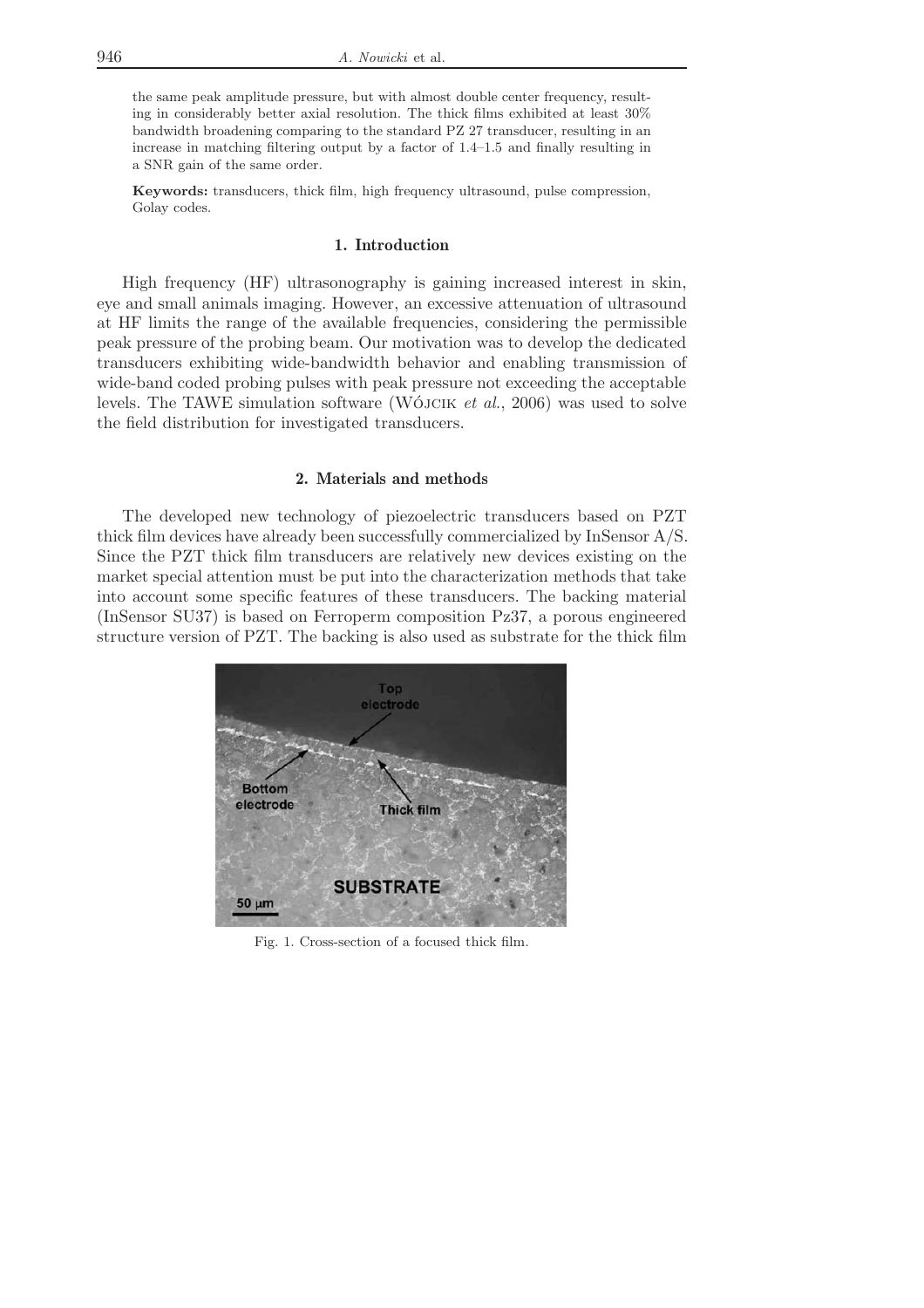the same peak amplitude pressure, but with almost double center frequency, resulting in considerably better axial resolution. The thick films exhibited at least 30% bandwidth broadening comparing to the standard PZ 27 transducer, resulting in an increase in matching filtering output by a factor of 1.4–1.5 and finally resulting in a SNR gain of the same order.

**Keywords:** transducers, thick film, high frequency ultrasound, pulse compression, Golay codes.

## 1. Introduction

High frequency (HF) ultrasonography is gaining increased interest in skin, eye and small animals imaging. However, an excessive attenuation of ultrasound at HF limits the range of the available frequencies, considering the permissible peak pressure of the probing beam. Our motivation was to develop the dedicated transducers exhibiting wide-bandwidth behavior and enabling transmission of wide-band coded probing pulses with peak pressure not exceeding the acceptable levels. The TAWE simulation software (Wójcik *et al.*, 2006) was used to solve the field distribution for investigated transducers.

## 2. Materials and methods

The developed new technology of piezoelectric transducers based on PZT thick film devices have already been successfully commercialized by InSensor A/S. Since the PZT thick film transducers are relatively new devices existing on the market special attention must be put into the characterization methods that take into account some specific features of these transducers. The backing material (InSensor SU37) is based on Ferroperm composition Pz37, a porous engineered structure version of PZT. The backing is also used as substrate for the thick film

Fig. 1. Cross-section of a focused thick film.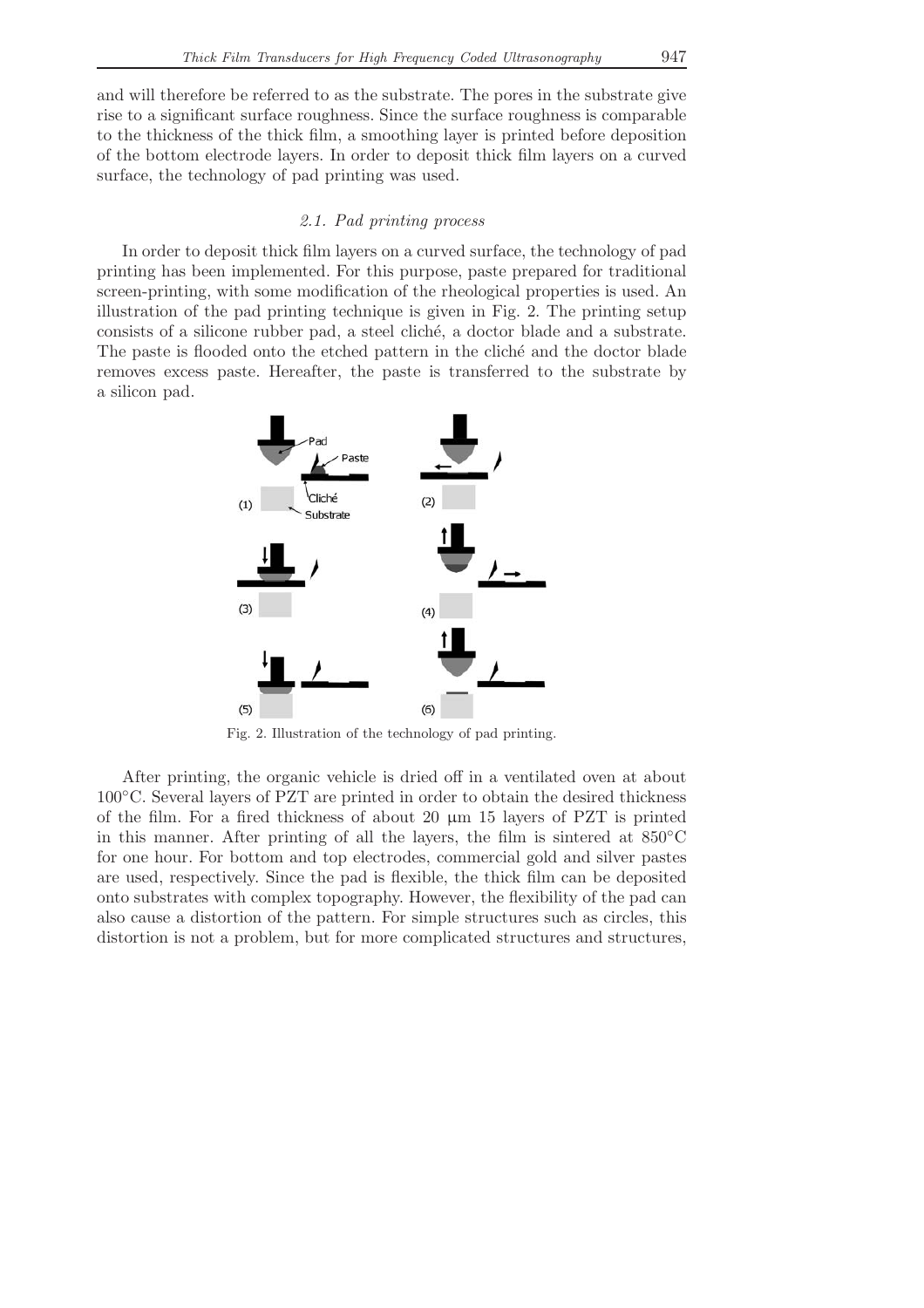and will therefore be referred to as the substrate. The pores in the substrate give rise to a significant surface roughness. Since the surface roughness is comparable to the thickness of the thick film, a smoothing layer is printed before deposition of the bottom electrode layers. In order to deposit thick film layers on a curved surface, the technology of pad printing was used.

### *2.1. Pad printing process*

In order to deposit thick film layers on a curved surface, the technology of pad printing has been implemented. For this purpose, paste prepared for traditional screen-printing, with some modification of the rheological properties is used. An illustration of the pad printing technique is given in Fig. 2. The printing setup consists of a silicone rubber pad, a steel cliché, a doctor blade and a substrate. The paste is flooded onto the etched pattern in the cliché and the doctor blade removes excess paste. Hereafter, the paste is transferred to the substrate by a silicon pad.

Fig. 2. Illustration of the technology of pad printing.

After printing, the organic vehicle is dried off in a ventilated oven at about 100°C. Several layers of PZT are printed in order to obtain the desired thickness of the film. For a fired thickness of about 20 μm 15 layers of PZT is printed in this manner. After printing of all the layers, the film is sintered at 850°C for one hour. For bottom and top electrodes, commercial gold and silver pastes are used, respectively. Since the pad is flexible, the thick film can be deposited onto substrates with complex topography. However, the flexibility of the pad can also cause a distortion of the pattern. For simple structures such as circles, this distortion is not a problem, but for more complicated structures and structures,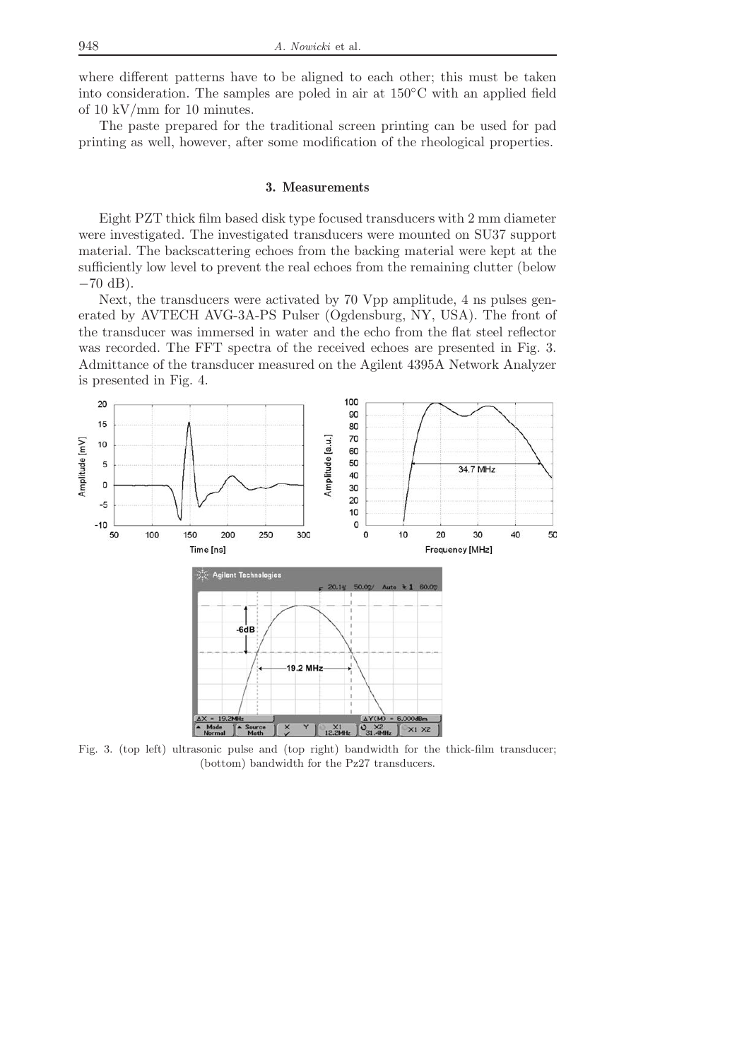where different patterns have to be aligned to each other; this must be taken into consideration. The samples are poled in air at 150°C with an applied field of 10 kV/mm for 10 minutes.

The paste prepared for the traditional screen printing can be used for pad printing as well, however, after some modification of the rheological properties.

## 3. Measurements

Eight PZT thick film based disk type focused transducers with 2 mm diameter were investigated. The investigated transducers were mounted on SU37 support material. The backscattering echoes from the backing material were kept at the sufficiently low level to prevent the real echoes from the remaining clutter (below −70 dB).

Next, the transducers were activated by 70 Vpp amplitude, 4 ns pulses generated by AVTECH AVG-3A-PS Pulser (Ogdensburg, NY, USA). The front of the transducer was immersed in water and the echo from the flat steel reflector was recorded. The FFT spectra of the received echoes are presented in Fig. 3. Admittance of the transducer measured on the Agilent 4395A Network Analyzer is presented in Fig. 4.

Fig. 3. (top left) ultrasonic pulse and (top right) bandwidth for the thick-film transducer; (bottom) bandwidth for the Pz27 transducers.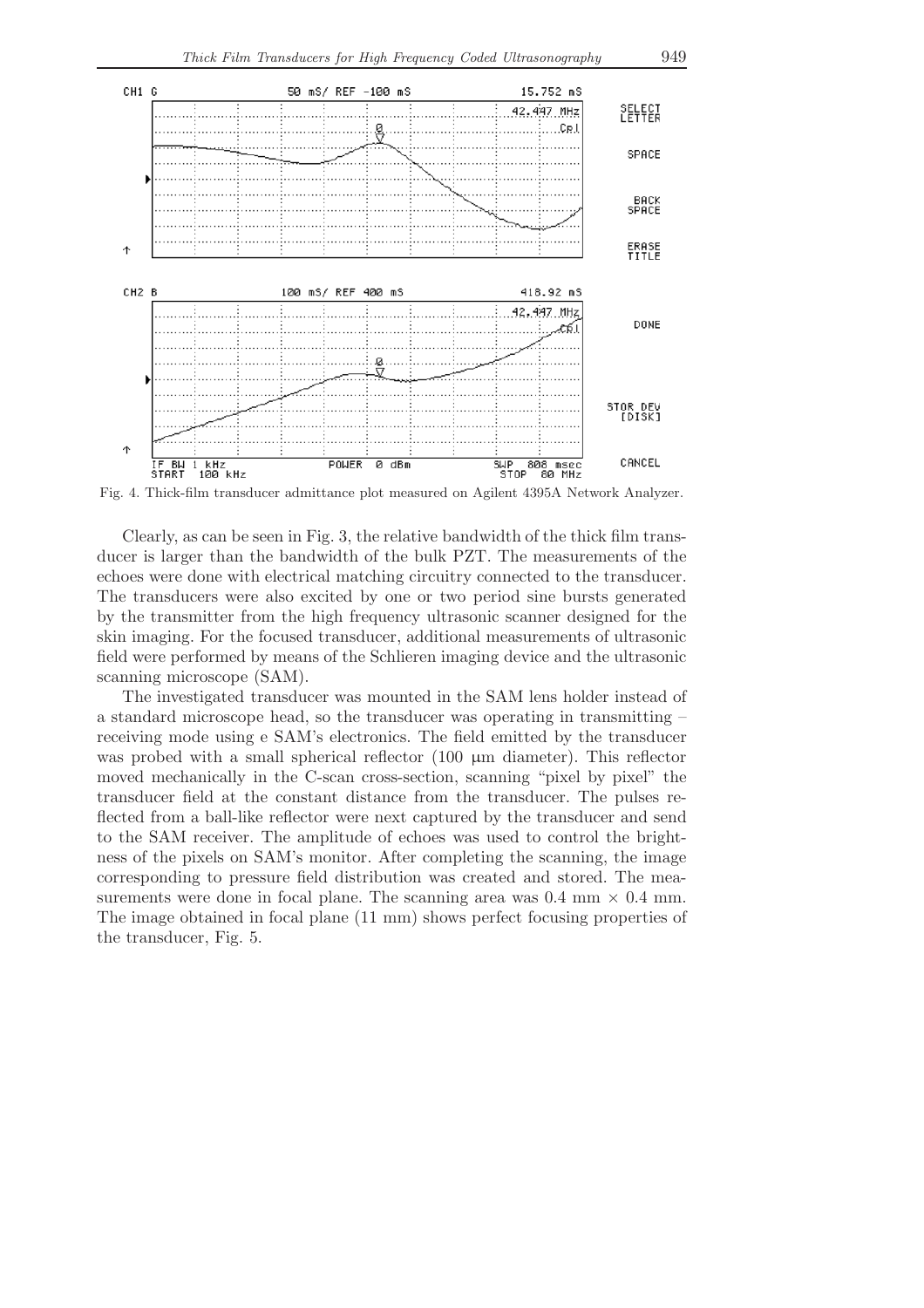Fig. 4. Thick-film transducer admittance plot measured on Agilent 4395A Network Analyzer.

Clearly, as can be seen in Fig. 3, the relative bandwidth of the thick film transducer is larger than the bandwidth of the bulk PZT. The measurements of the echoes were done with electrical matching circuitry connected to the transducer. The transducers were also excited by one or two period sine bursts generated by the transmitter from the high frequency ultrasonic scanner designed for the skin imaging. For the focused transducer, additional measurements of ultrasonic field were performed by means of the Schlieren imaging device and the ultrasonic scanning microscope (SAM).

The investigated transducer was mounted in the SAM lens holder instead of a standard microscope head, so the transducer was operating in transmitting – receiving mode using e SAM's electronics. The field emitted by the transducer was probed with a small spherical reflector (100 μm diameter). This reflector moved mechanically in the C-scan cross-section, scanning "pixel by pixel" the transducer field at the constant distance from the transducer. The pulses reflected from a ball-like reflector were next captured by the transducer and send to the SAM receiver. The amplitude of echoes was used to control the brightness of the pixels on SAM's monitor. After completing the scanning, the image corresponding to pressure field distribution was created and stored. The measurements were done in focal plane. The scanning area was 0.4 mm × 0.4 mm. The image obtained in focal plane (11 mm) shows perfect focusing properties of the transducer, Fig. 5.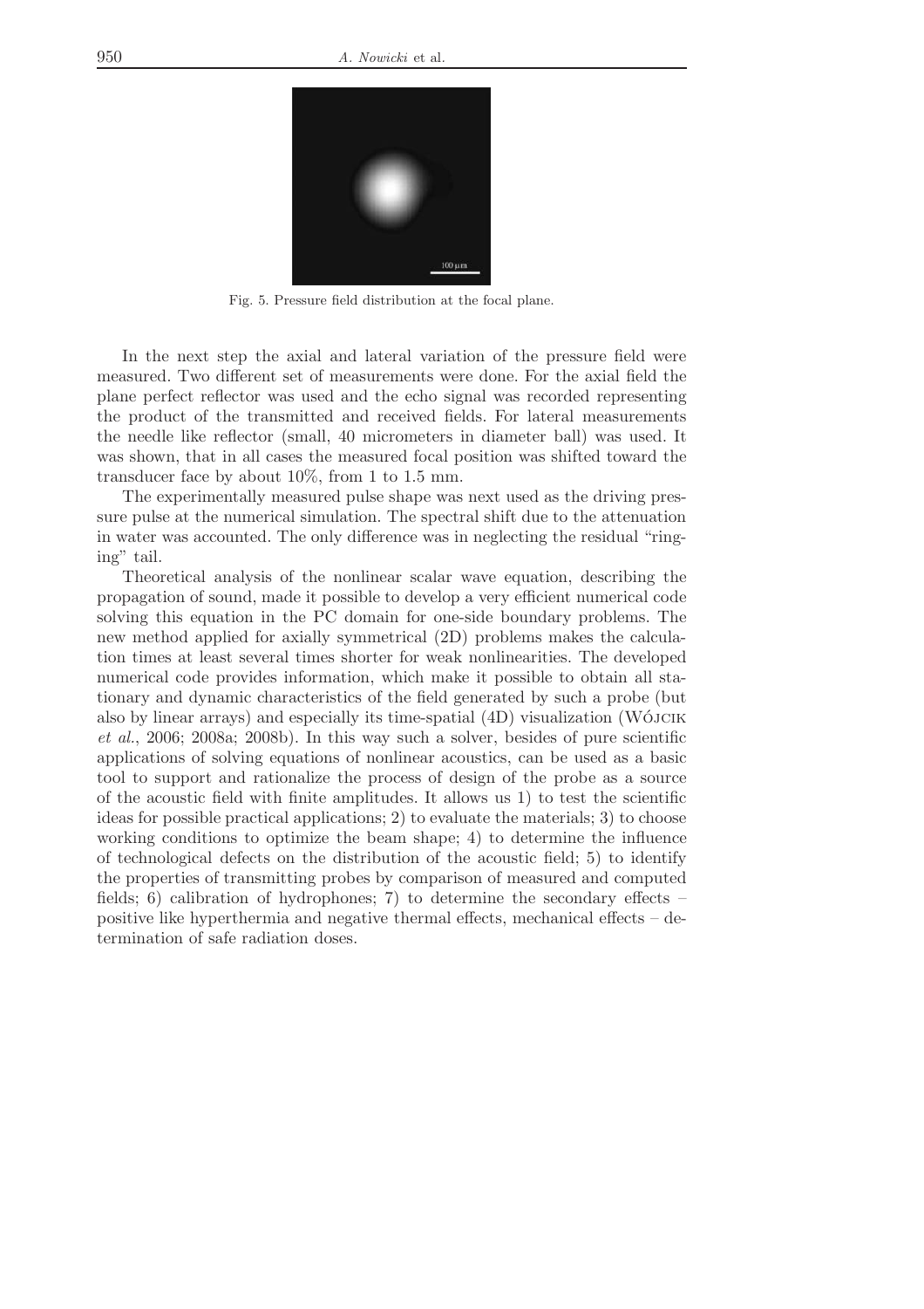Fig. 5. Pressure field distribution at the focal plane.

In the next step the axial and lateral variation of the pressure field were measured. Two different set of measurements were done. For the axial field the plane perfect reflector was used and the echo signal was recorded representing the product of the transmitted and received fields. For lateral measurements the needle like reflector (small, 40 micrometers in diameter ball) was used. It was shown, that in all cases the measured focal position was shifted toward the transducer face by about 10%, from 1 to 1.5 mm.

The experimentally measured pulse shape was next used as the driving pressure pulse at the numerical simulation. The spectral shift due to the attenuation in water was accounted. The only difference was in neglecting the residual "ringing" tail.

Theoretical analysis of the nonlinear scalar wave equation, describing the propagation of sound, made it possible to develop a very efficient numerical code solving this equation in the PC domain for one-side boundary problems. The new method applied for axially symmetrical (2D) problems makes the calculation times at least several times shorter for weak nonlinearities. The developed numerical code provides information, which make it possible to obtain all stationary and dynamic characteristics of the field generated by such a probe (but also by linear arrays) and especially its time-spatial (4D) visualization (Wójcik *et al.*, 2006; 2008a; 2008b). In this way such a solver, besides of pure scientific applications of solving equations of nonlinear acoustics, can be used as a basic tool to support and rationalize the process of design of the probe as a source of the acoustic field with finite amplitudes. It allows us 1) to test the scientific ideas for possible practical applications; 2) to evaluate the materials; 3) to choose working conditions to optimize the beam shape; 4) to determine the influence of technological defects on the distribution of the acoustic field; 5) to identify the properties of transmitting probes by comparison of measured and computed fields; 6) calibration of hydrophones; 7) to determine the secondary effects – positive like hyperthermia and negative thermal effects, mechanical effects – determination of safe radiation doses.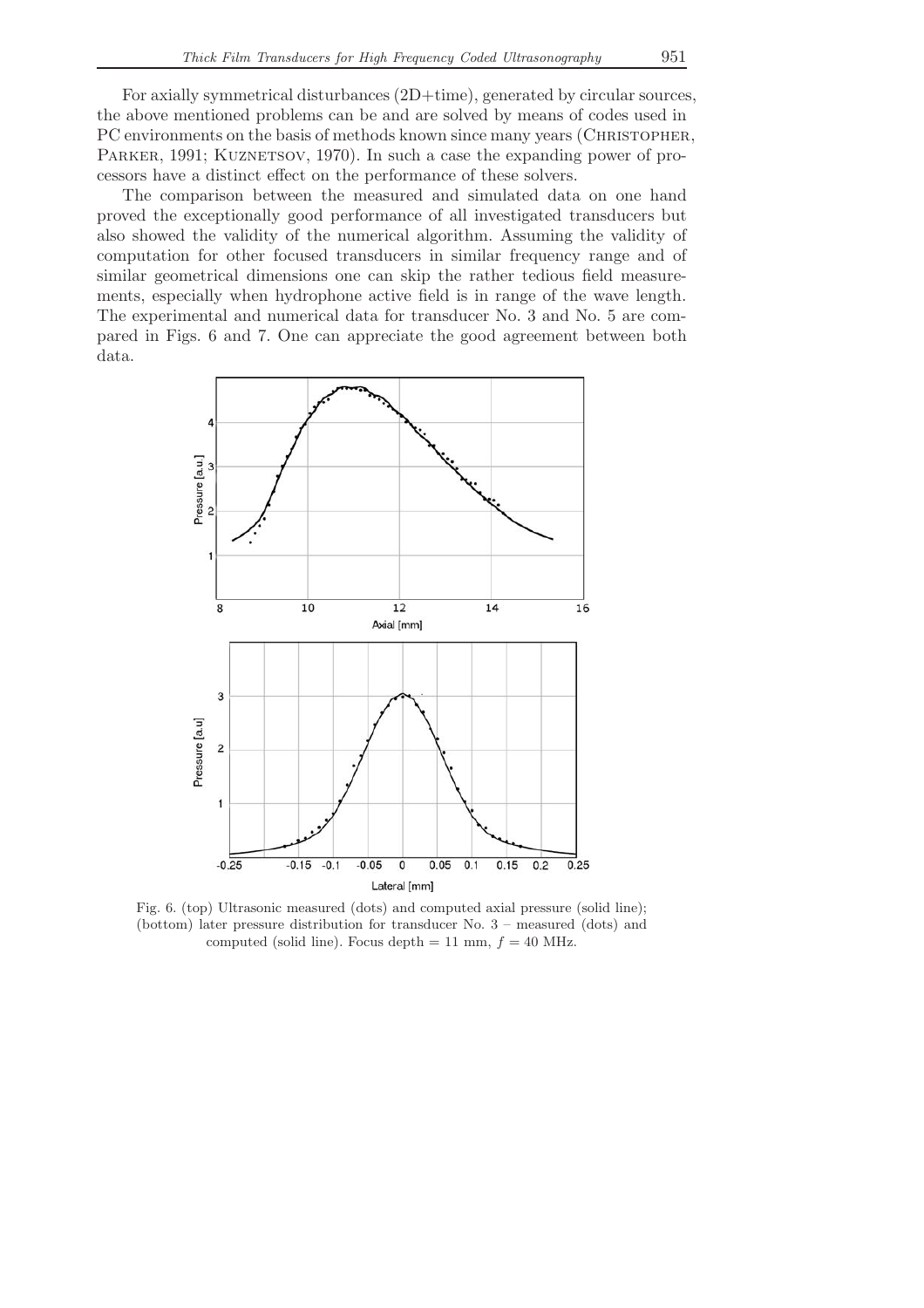For axially symmetrical disturbances (2D+time), generated by circular sources, the above mentioned problems can be and are solved by means of codes used in PC environments on the basis of methods known since many years (Christopher, Parker, 1991; Kuznetsov, 1970). In such a case the expanding power of processors have a distinct effect on the performance of these solvers.

The comparison between the measured and simulated data on one hand proved the exceptionally good performance of all investigated transducers but also showed the validity of the numerical algorithm. Assuming the validity of computation for other focused transducers in similar frequency range and of similar geometrical dimensions one can skip the rather tedious field measurements, especially when hydrophone active field is in range of the wave length. The experimental and numerical data for transducer No. 3 and No. 5 are compared in Figs. 6 and 7. One can appreciate the good agreement between both data.

Fig. 6. (top) Ultrasonic measured (dots) and computed axial pressure (solid line); (bottom) later pressure distribution for transducer No. 3 – measured (dots) and computed (solid line). Focus depth = 11 mm, $f = 40$ MHz.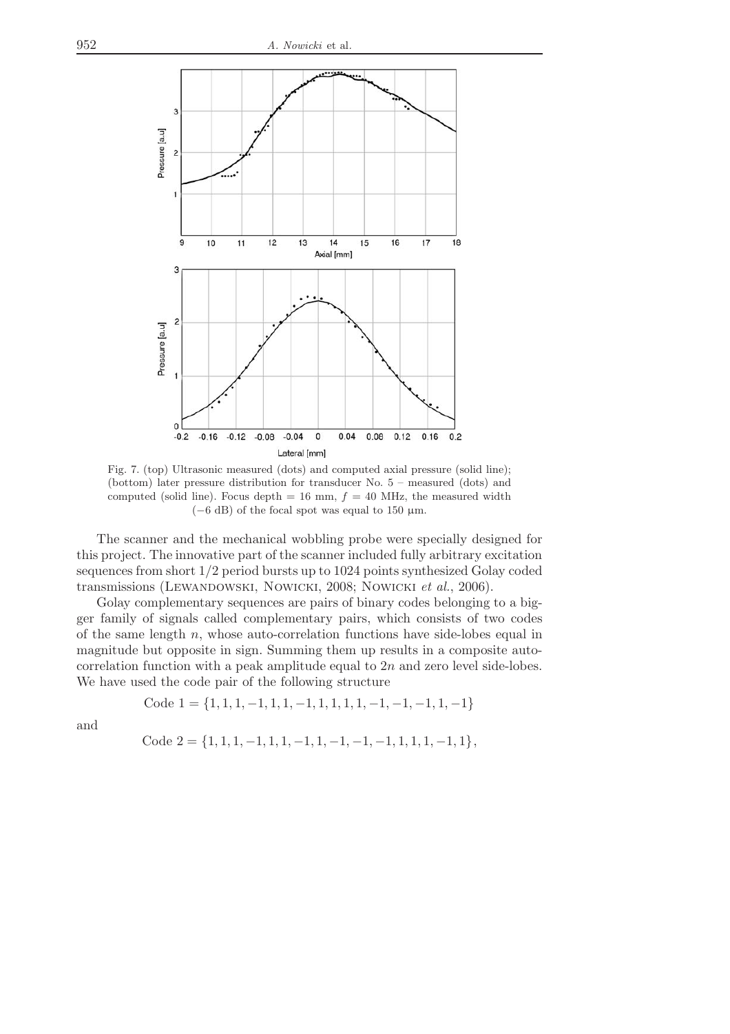Fig. 7. (top) Ultrasonic measured (dots) and computed axial pressure (solid line); (bottom) later pressure distribution for transducer No. 5 – measured (dots) and computed (solid line). Focus depth = 16 mm, $f = 40$ MHz, the measured width ($-6$ dB) of the focal spot was equal to 150 μm.

The scanner and the mechanical wobbling probe were specially designed for this project. The innovative part of the scanner included fully arbitrary excitation sequences from short 1/2 period bursts up to 1024 points synthesized Golay coded transmissions (Lewandowski, Nowicki, 2008; Nowicki *et al.*, 2006).

Golay complementary sequences are pairs of binary codes belonging to a bigger family of signals called complementary pairs, which consists of two codes of the same length $n$, whose auto-correlation functions have side-lobes equal in magnitude but opposite in sign. Summing them up results in a composite auto-correlation function with a peak amplitude equal to $2n$ and zero level side-lobes. We have used the code pair of the following structure

$$\text{Code } 1 = \{1, 1, 1, -1, 1, 1, -1, 1, 1, 1, 1, -1, -1, -1, 1, -1\}$$

and

$$\text{Code } 2 = \{1, 1, 1, -1, 1, 1, -1, 1, -1, -1, -1, 1, 1, 1, -1, 1\},$$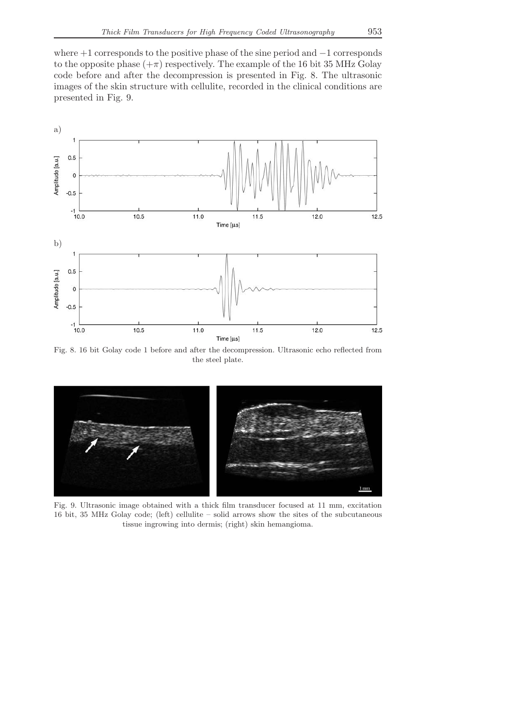where +1 corresponds to the positive phase of the sine period and −1 corresponds to the opposite phase ($+\pi$) respectively. The example of the 16 bit 35 MHz Golay code before and after the decompression is presented in Fig. 8. The ultrasonic images of the skin structure with cellulite, recorded in the clinical conditions are presented in Fig. 9.

Fig. 8. 16 bit Golay code 1 before and after the decompression. Ultrasonic echo reflected from the steel plate.

Fig. 9. Ultrasonic image obtained with a thick film transducer focused at 11 mm, excitation 16 bit, 35 MHz Golay code; (left) cellulite – solid arrows show the sites of the subcutaneous tissue ingrowing into dermis; (right) skin hemangioma.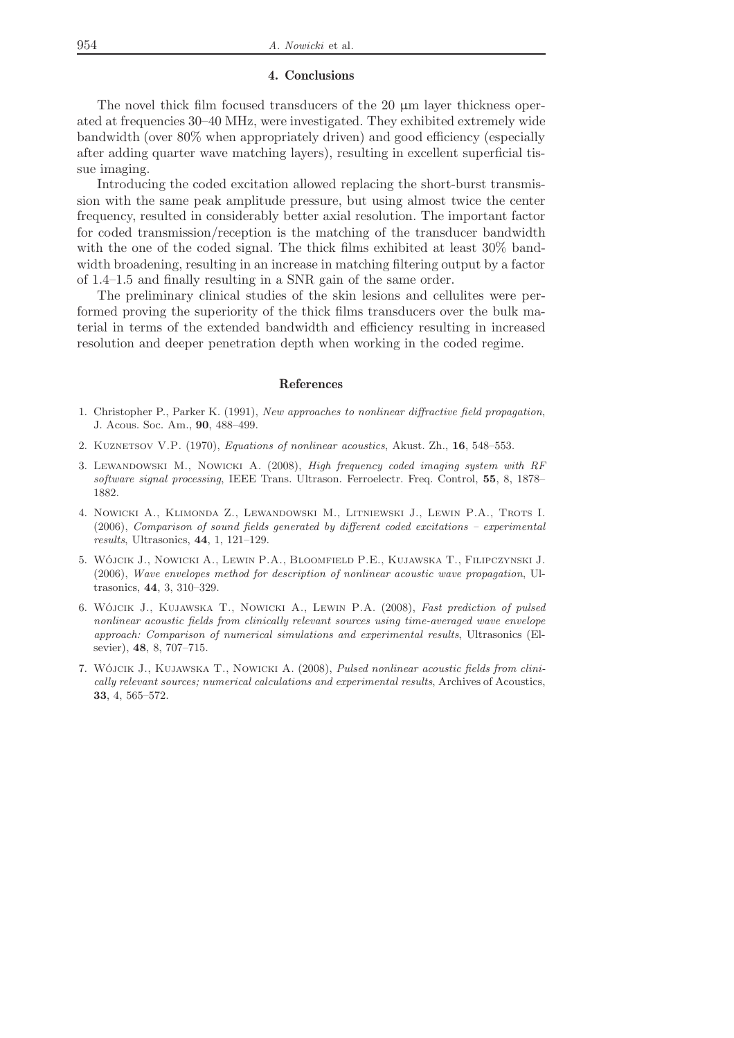## 4. Conclusions

The novel thick film focused transducers of the 20 μm layer thickness operated at frequencies 30–40 MHz, were investigated. They exhibited extremely wide bandwidth (over 80% when appropriately driven) and good efficiency (especially after adding quarter wave matching layers), resulting in excellent superficial tissue imaging.

Introducing the coded excitation allowed replacing the short-burst transmission with the same peak amplitude pressure, but using almost twice the center frequency, resulted in considerably better axial resolution. The important factor for coded transmission/reception is the matching of the transducer bandwidth with the one of the coded signal. The thick films exhibited at least 30% bandwidth broadening, resulting in an increase in matching filtering output by a factor of 1.4–1.5 and finally resulting in a SNR gain of the same order.

The preliminary clinical studies of the skin lesions and cellulites were performed proving the superiority of the thick films transducers over the bulk material in terms of the extended bandwidth and efficiency resulting in increased resolution and deeper penetration depth when working in the coded regime.

## References

1. Christopher P., Parker K. (1991), *New approaches to nonlinear diffractive field propagation*, J. Acous. Soc. Am., **90**, 488–499.
2. Kuznetsov V.P. (1970), *Equations of nonlinear acoustics*, Akust. Zh., **16**, 548–553.
3. Lewandowski M., Nowicki A. (2008), *High frequency coded imaging system with RF software signal processing*, IEEE Trans. Ultrason. Ferroelectr. Freq. Control, **55**, 8, 1878–1882.
4. Nowicki A., Klimonda Z., Lewandowski M., Litniewski J., Lewin P.A., Trots I. (2006), *Comparison of sound fields generated by different coded excitations – experimental results*, Ultrasonics, **44**, 1, 121–129.
5. Wójcik J., Nowicki A., Lewin P.A., Bloomfield P.E., Kujawska T., Filipczynski J. (2006), *Wave envelopes method for description of nonlinear acoustic wave propagation*, Ultrasonics, **44**, 3, 310–329.
6. Wójcik J., Kujawska T., Nowicki A., Lewin P.A. (2008), *Fast prediction of pulsed nonlinear acoustic fields from clinically relevant sources using time-averaged wave envelope approach: Comparison of numerical simulations and experimental results*, Ultrasonics (Elsevier), **48**, 8, 707–715.
7. Wójcik J., Kujawska T., Nowicki A. (2008), *Pulsed nonlinear acoustic fields from clinically relevant sources; numerical calculations and experimental results*, Archives of Acoustics, **33**, 4, 565–572.